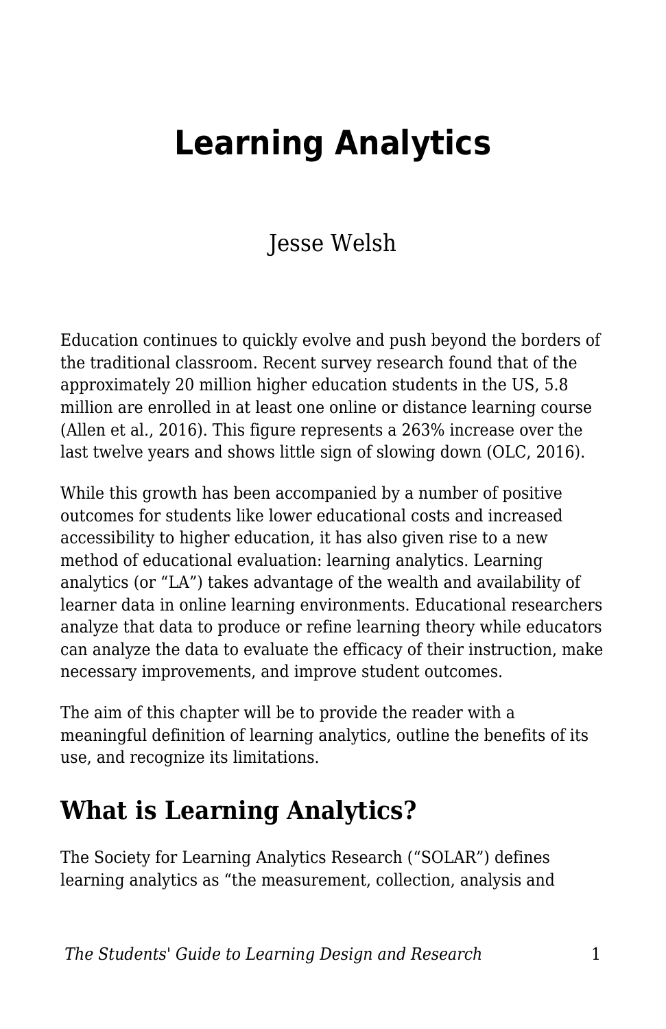# Learning Analytics

Jesse Welsh

Education continues to quickly evolve and push beyond the borders of the traditional classroom. Recent survey research found that of the approximately 20 million higher education students in the US, 5.8 million are enrolled in at least one online or distance learning course (Allen et al., 2016). This figure represents a 263% increase over the last twelve years and shows little sign of slowing down (OLC, 2016).

While this growth has been accompanied by a number of positive outcomes for students like lower educational costs and increased accessibility to higher education, it has also given rise to a new method of educational evaluation: learning analytics. Learning analytics (or "LA") takes advantage of the wealth and availability of learner data in online learning environments. Educational researchers analyze that data to produce or refine learning theory while educators can analyze the data to evaluate the efficacy of their instruction, make necessary improvements, and improve student outcomes.

The aim of this chapter will be to provide the reader with a meaningful definition of learning analytics, outline the benefits of its use, and recognize its limitations.

## What is Learning Analytics?

The Society for Learning Analytics Research ("SOLAR") defines learning analytics as "the measurement, collection, analysis and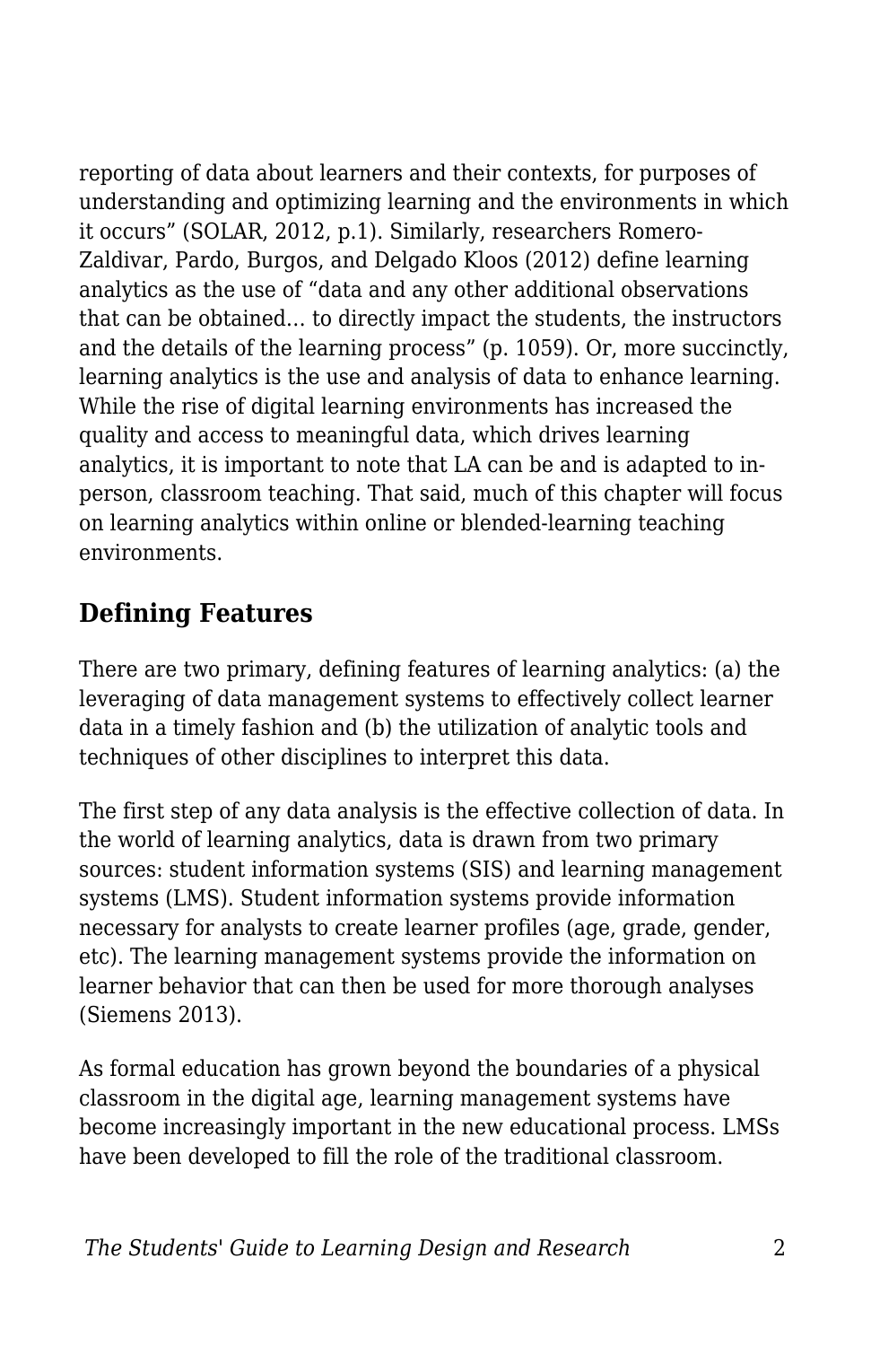reporting of data about learners and their contexts, for purposes of understanding and optimizing learning and the environments in which it occurs" (SOLAR, 2012, p.1). Similarly, researchers Romero-Zaldivar, Pardo, Burgos, and Delgado Kloos (2012) define learning analytics as the use of "data and any other additional observations that can be obtained… to directly impact the students, the instructors and the details of the learning process" (p. 1059). Or, more succinctly, learning analytics is the use and analysis of data to enhance learning. While the rise of digital learning environments has increased the quality and access to meaningful data, which drives learning analytics, it is important to note that LA can be and is adapted to in-person, classroom teaching. That said, much of this chapter will focus on learning analytics within online or blended-learning teaching environments.

## Defining Features

There are two primary, defining features of learning analytics: (a) the leveraging of data management systems to effectively collect learner data in a timely fashion and (b) the utilization of analytic tools and techniques of other disciplines to interpret this data.

The first step of any data analysis is the effective collection of data. In the world of learning analytics, data is drawn from two primary sources: student information systems (SIS) and learning management systems (LMS). Student information systems provide information necessary for analysts to create learner profiles (age, grade, gender, etc). The learning management systems provide the information on learner behavior that can then be used for more thorough analyses (Siemens 2013).

As formal education has grown beyond the boundaries of a physical classroom in the digital age, learning management systems have become increasingly important in the new educational process. LMSs have been developed to fill the role of the traditional classroom.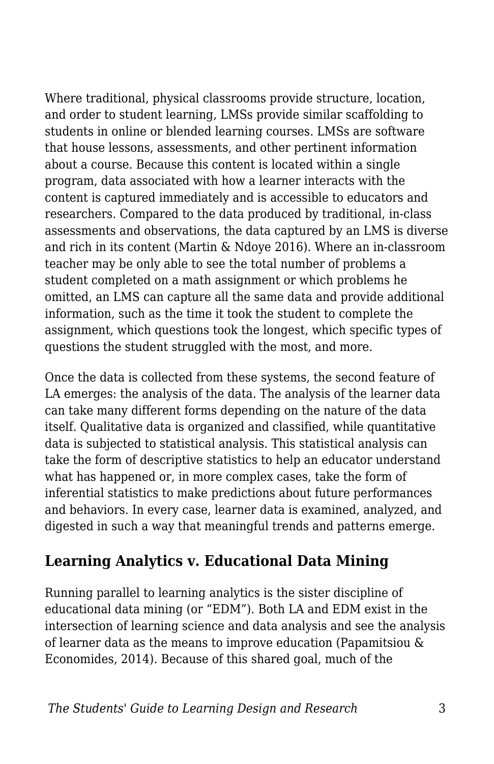Where traditional, physical classrooms provide structure, location, and order to student learning, LMSs provide similar scaffolding to students in online or blended learning courses. LMSs are software that house lessons, assessments, and other pertinent information about a course. Because this content is located within a single program, data associated with how a learner interacts with the content is captured immediately and is accessible to educators and researchers. Compared to the data produced by traditional, in-class assessments and observations, the data captured by an LMS is diverse and rich in its content (Martin & Ndoye 2016). Where an in-classroom teacher may be only able to see the total number of problems a student completed on a math assignment or which problems he omitted, an LMS can capture all the same data and provide additional information, such as the time it took the student to complete the assignment, which questions took the longest, which specific types of questions the student struggled with the most, and more.

Once the data is collected from these systems, the second feature of LA emerges: the analysis of the data. The analysis of the learner data can take many different forms depending on the nature of the data itself. Qualitative data is organized and classified, while quantitative data is subjected to statistical analysis. This statistical analysis can take the form of descriptive statistics to help an educator understand what has happened or, in more complex cases, take the form of inferential statistics to make predictions about future performances and behaviors. In every case, learner data is examined, analyzed, and digested in such a way that meaningful trends and patterns emerge.

## Learning Analytics v. Educational Data Mining

Running parallel to learning analytics is the sister discipline of educational data mining (or "EDM"). Both LA and EDM exist in the intersection of learning science and data analysis and see the analysis of learner data as the means to improve education (Papamitsiou & Economides, 2014). Because of this shared goal, much of the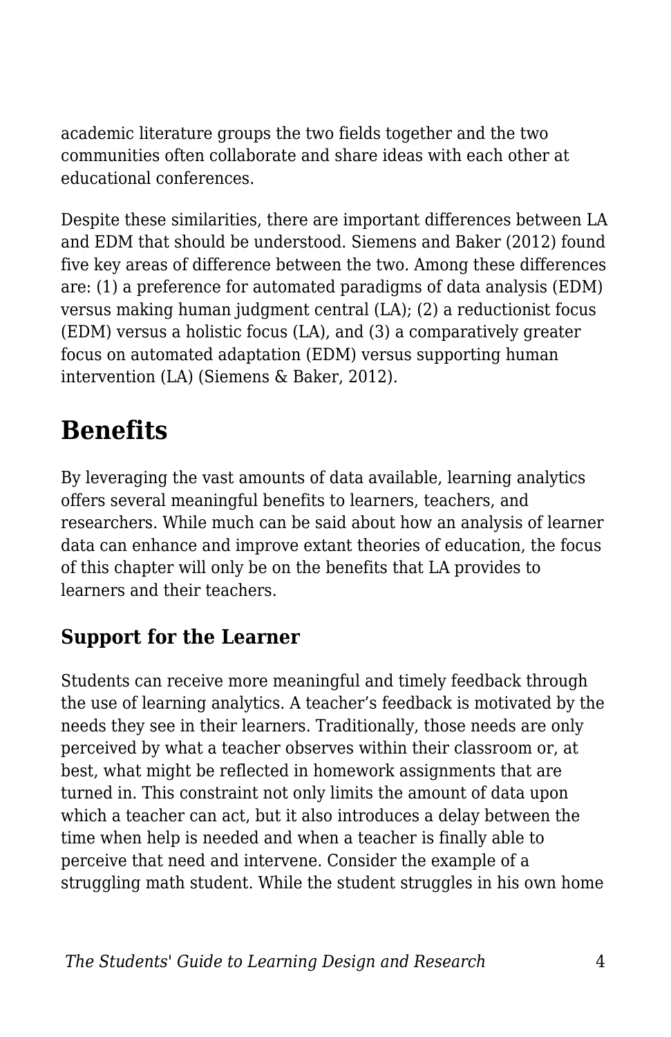academic literature groups the two fields together and the two communities often collaborate and share ideas with each other at educational conferences.

Despite these similarities, there are important differences between LA and EDM that should be understood. Siemens and Baker (2012) found five key areas of difference between the two. Among these differences are: (1) a preference for automated paradigms of data analysis (EDM) versus making human judgment central (LA); (2) a reductionist focus (EDM) versus a holistic focus (LA), and (3) a comparatively greater focus on automated adaptation (EDM) versus supporting human intervention (LA) (Siemens & Baker, 2012).

## Benefits

By leveraging the vast amounts of data available, learning analytics offers several meaningful benefits to learners, teachers, and researchers. While much can be said about how an analysis of learner data can enhance and improve extant theories of education, the focus of this chapter will only be on the benefits that LA provides to learners and their teachers.

### Support for the Learner

Students can receive more meaningful and timely feedback through the use of learning analytics. A teacher's feedback is motivated by the needs they see in their learners. Traditionally, those needs are only perceived by what a teacher observes within their classroom or, at best, what might be reflected in homework assignments that are turned in. This constraint not only limits the amount of data upon which a teacher can act, but it also introduces a delay between the time when help is needed and when a teacher is finally able to perceive that need and intervene. Consider the example of a struggling math student. While the student struggles in his own home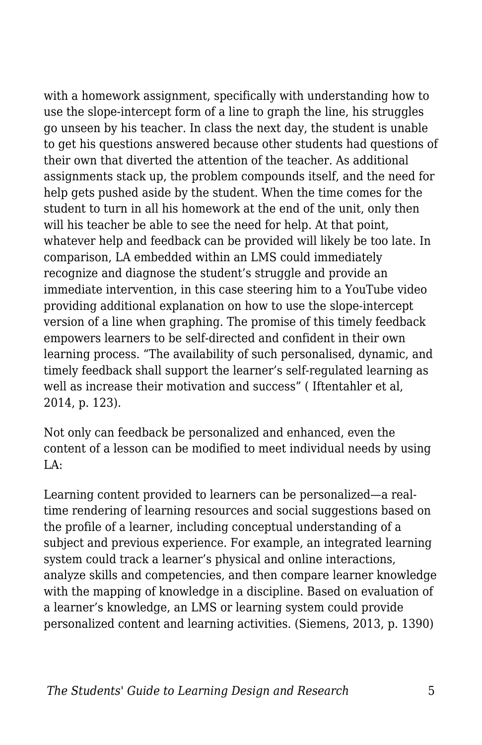with a homework assignment, specifically with understanding how to use the slope-intercept form of a line to graph the line, his struggles go unseen by his teacher. In class the next day, the student is unable to get his questions answered because other students had questions of their own that diverted the attention of the teacher. As additional assignments stack up, the problem compounds itself, and the need for help gets pushed aside by the student. When the time comes for the student to turn in all his homework at the end of the unit, only then will his teacher be able to see the need for help. At that point, whatever help and feedback can be provided will likely be too late. In comparison, LA embedded within an LMS could immediately recognize and diagnose the student's struggle and provide an immediate intervention, in this case steering him to a YouTube video providing additional explanation on how to use the slope-intercept version of a line when graphing. The promise of this timely feedback empowers learners to be self-directed and confident in their own learning process. "The availability of such personalised, dynamic, and timely feedback shall support the learner's self-regulated learning as well as increase their motivation and success" ( Iftentahler et al, 2014, p. 123).

Not only can feedback be personalized and enhanced, even the content of a lesson can be modified to meet individual needs by using LA:

Learning content provided to learners can be personalized—a real-time rendering of learning resources and social suggestions based on the profile of a learner, including conceptual understanding of a subject and previous experience. For example, an integrated learning system could track a learner's physical and online interactions, analyze skills and competencies, and then compare learner knowledge with the mapping of knowledge in a discipline. Based on evaluation of a learner's knowledge, an LMS or learning system could provide personalized content and learning activities. (Siemens, 2013, p. 1390)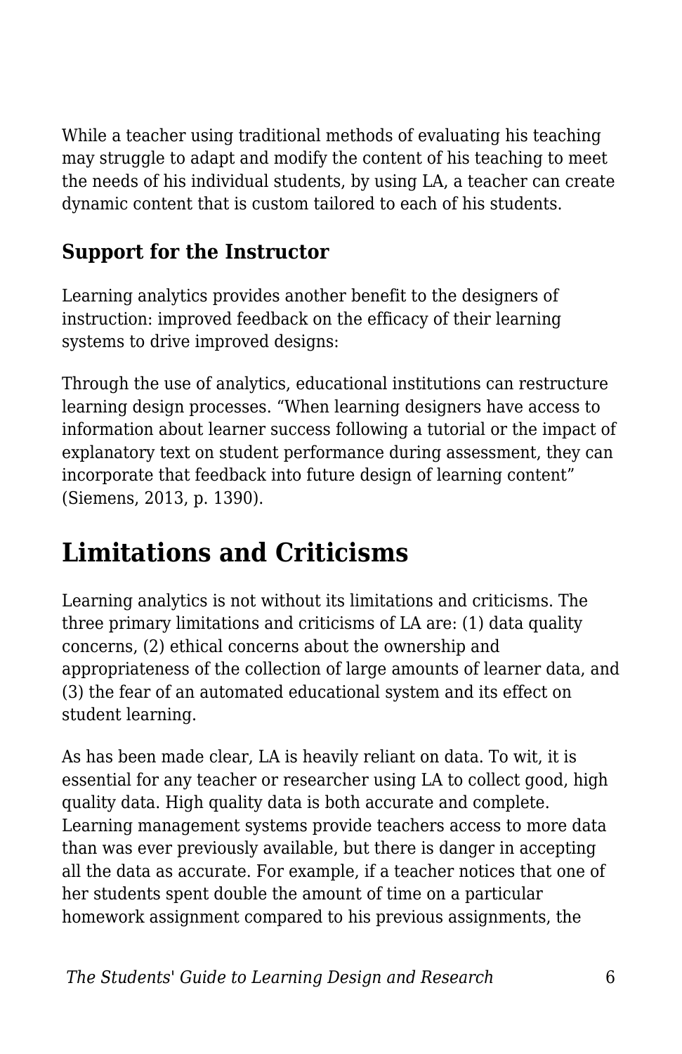While a teacher using traditional methods of evaluating his teaching may struggle to adapt and modify the content of his teaching to meet the needs of his individual students, by using LA, a teacher can create dynamic content that is custom tailored to each of his students.

### Support for the Instructor

Learning analytics provides another benefit to the designers of instruction: improved feedback on the efficacy of their learning systems to drive improved designs:

Through the use of analytics, educational institutions can restructure learning design processes. “When learning designers have access to information about learner success following a tutorial or the impact of explanatory text on student performance during assessment, they can incorporate that feedback into future design of learning content” (Siemens, 2013, p. 1390).

## Limitations and Criticisms

Learning analytics is not without its limitations and criticisms. The three primary limitations and criticisms of LA are: (1) data quality concerns, (2) ethical concerns about the ownership and appropriateness of the collection of large amounts of learner data, and (3) the fear of an automated educational system and its effect on student learning.

As has been made clear, LA is heavily reliant on data. To wit, it is essential for any teacher or researcher using LA to collect good, high quality data. High quality data is both accurate and complete. Learning management systems provide teachers access to more data than was ever previously available, but there is danger in accepting all the data as accurate. For example, if a teacher notices that one of her students spent double the amount of time on a particular homework assignment compared to his previous assignments, the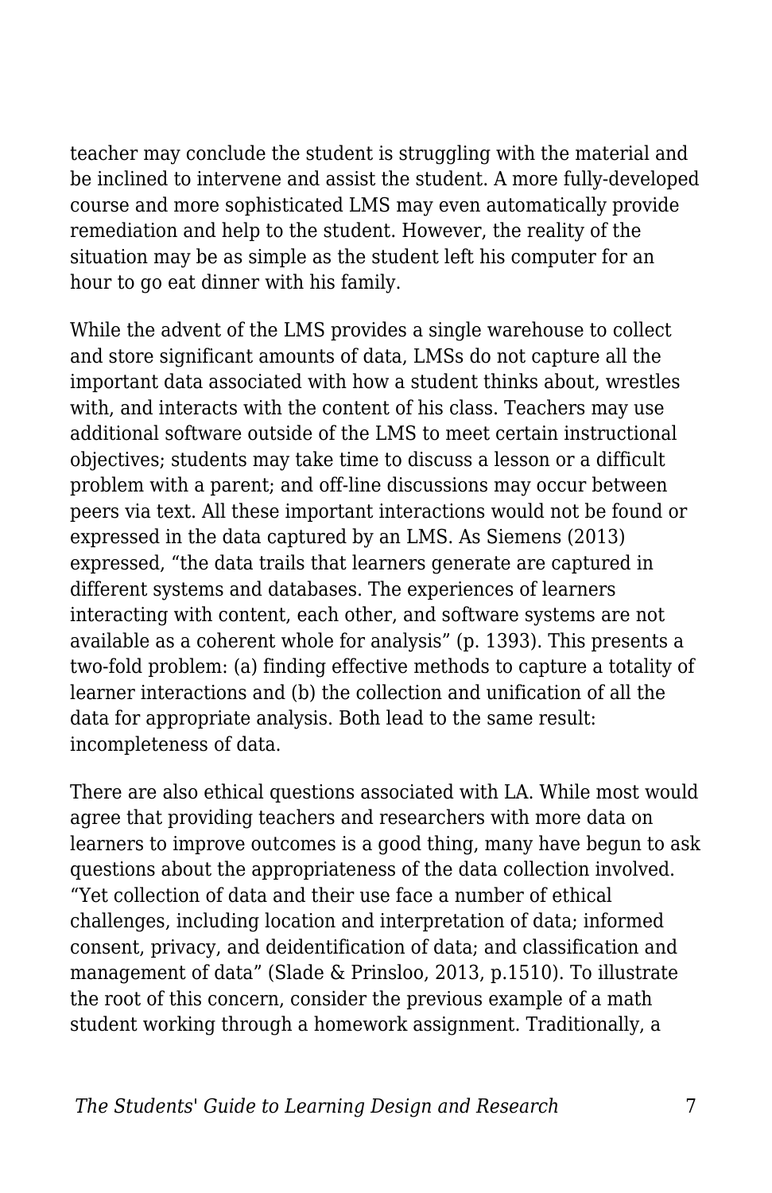teacher may conclude the student is struggling with the material and be inclined to intervene and assist the student. A more fully-developed course and more sophisticated LMS may even automatically provide remediation and help to the student. However, the reality of the situation may be as simple as the student left his computer for an hour to go eat dinner with his family.

While the advent of the LMS provides a single warehouse to collect and store significant amounts of data, LMSs do not capture all the important data associated with how a student thinks about, wrestles with, and interacts with the content of his class. Teachers may use additional software outside of the LMS to meet certain instructional objectives; students may take time to discuss a lesson or a difficult problem with a parent; and off-line discussions may occur between peers via text. All these important interactions would not be found or expressed in the data captured by an LMS. As Siemens (2013) expressed, "the data trails that learners generate are captured in different systems and databases. The experiences of learners interacting with content, each other, and software systems are not available as a coherent whole for analysis" (p. 1393). This presents a two-fold problem: (a) finding effective methods to capture a totality of learner interactions and (b) the collection and unification of all the data for appropriate analysis. Both lead to the same result: incompleteness of data.

There are also ethical questions associated with LA. While most would agree that providing teachers and researchers with more data on learners to improve outcomes is a good thing, many have begun to ask questions about the appropriateness of the data collection involved. "Yet collection of data and their use face a number of ethical challenges, including location and interpretation of data; informed consent, privacy, and deidentification of data; and classification and management of data" (Slade & Prinsloo, 2013, p.1510). To illustrate the root of this concern, consider the previous example of a math student working through a homework assignment. Traditionally, a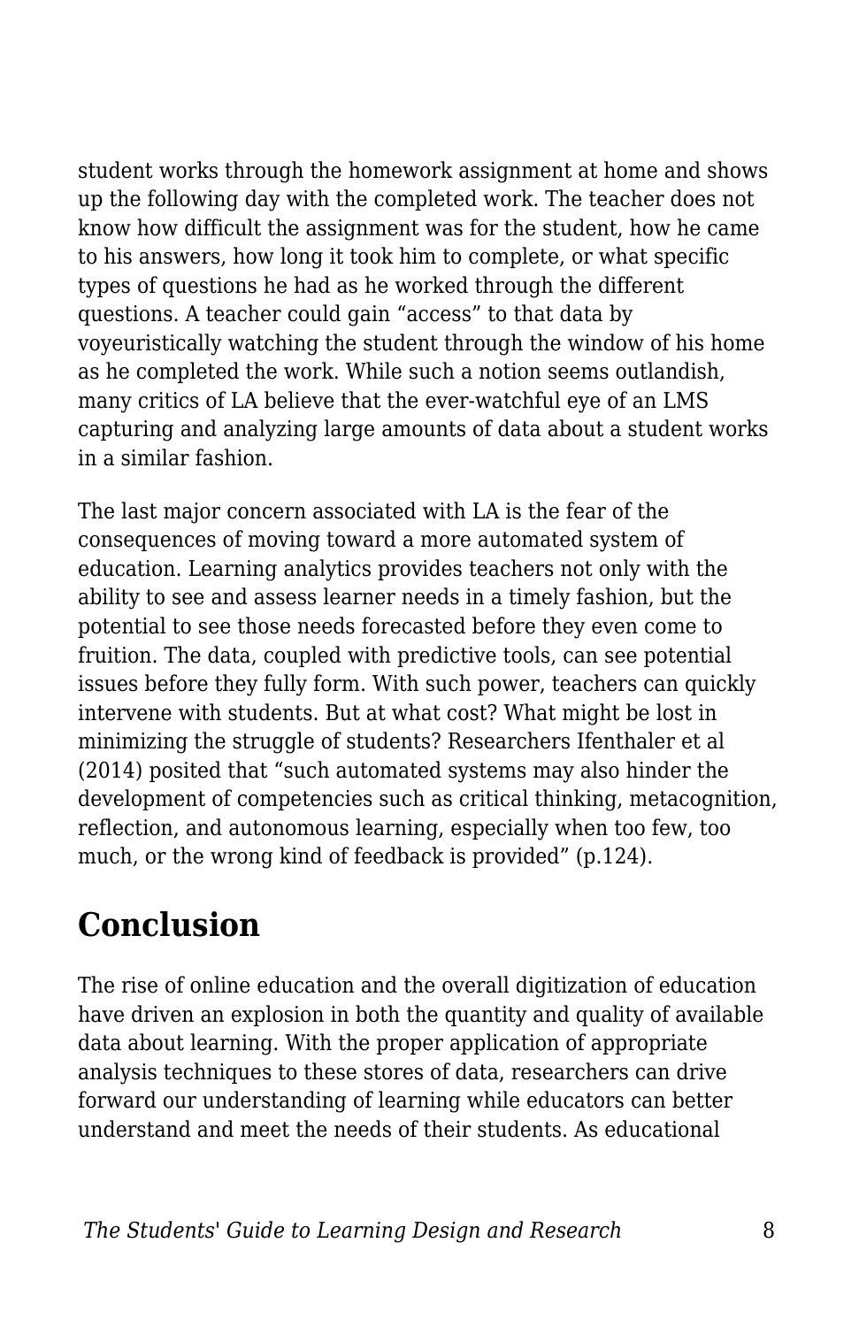student works through the homework assignment at home and shows up the following day with the completed work. The teacher does not know how difficult the assignment was for the student, how he came to his answers, how long it took him to complete, or what specific types of questions he had as he worked through the different questions. A teacher could gain "access" to that data by voyeuristically watching the student through the window of his home as he completed the work. While such a notion seems outlandish, many critics of LA believe that the ever-watchful eye of an LMS capturing and analyzing large amounts of data about a student works in a similar fashion.

The last major concern associated with LA is the fear of the consequences of moving toward a more automated system of education. Learning analytics provides teachers not only with the ability to see and assess learner needs in a timely fashion, but the potential to see those needs forecasted before they even come to fruition. The data, coupled with predictive tools, can see potential issues before they fully form. With such power, teachers can quickly intervene with students. But at what cost? What might be lost in minimizing the struggle of students? Researchers Ifenthaler et al (2014) posited that "such automated systems may also hinder the development of competencies such as critical thinking, metacognition, reflection, and autonomous learning, especially when too few, too much, or the wrong kind of feedback is provided" (p.124).

## Conclusion

The rise of online education and the overall digitization of education have driven an explosion in both the quantity and quality of available data about learning. With the proper application of appropriate analysis techniques to these stores of data, researchers can drive forward our understanding of learning while educators can better understand and meet the needs of their students. As educational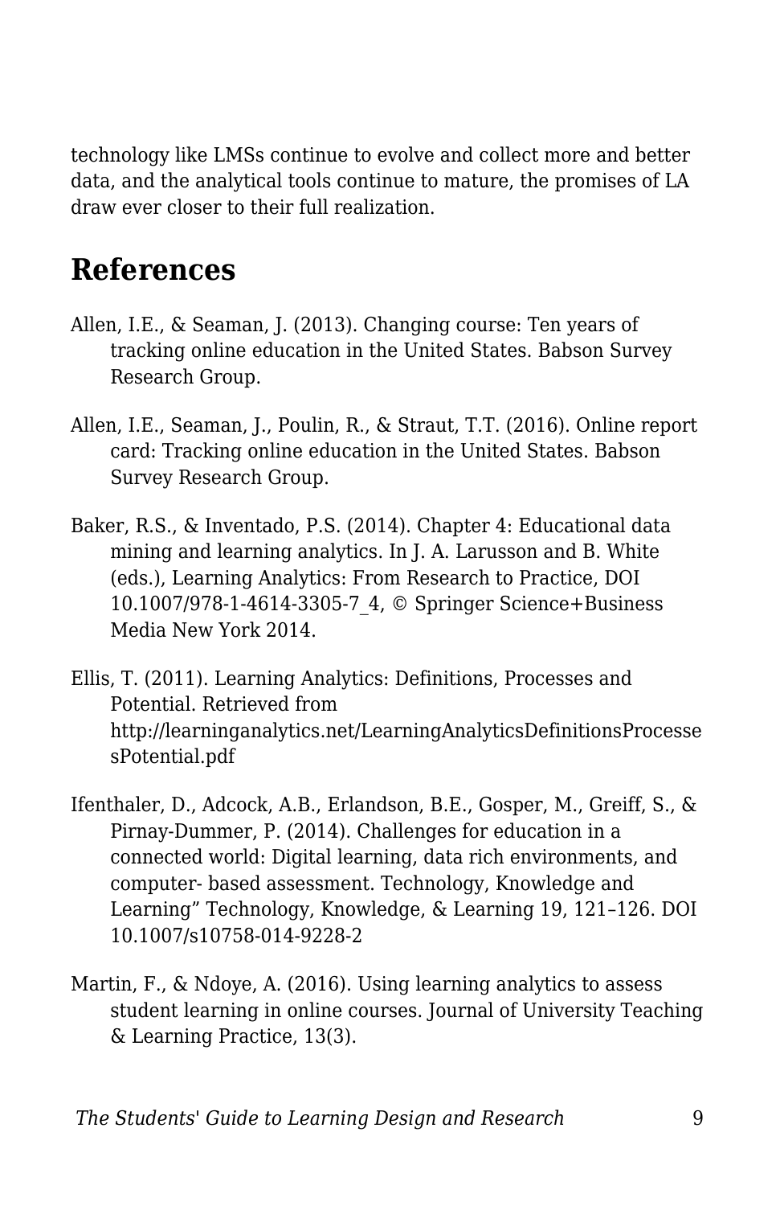technology like LMSs continue to evolve and collect more and better data, and the analytical tools continue to mature, the promises of LA draw ever closer to their full realization.

## References

Allen, I.E., & Seaman, J. (2013). Changing course: Ten years of tracking online education in the United States. Babson Survey Research Group.

Allen, I.E., Seaman, J., Poulin, R., & Straut, T.T. (2016). Online report card: Tracking online education in the United States. Babson Survey Research Group.

Baker, R.S., & Inventado, P.S. (2014). Chapter 4: Educational data mining and learning analytics. In J. A. Larusson and B. White (eds.), Learning Analytics: From Research to Practice, DOI 10.1007/978-1-4614-3305-7_4, © Springer Science+Business Media New York 2014.

Ellis, T. (2011). Learning Analytics: Definitions, Processes and Potential. Retrieved from http://learninganalytics.net/LearningAnalyticsDefinitionsProcessesPotential.pdf

Ifenthaler, D., Adcock, A.B., Erlandson, B.E., Gosper, M., Greiff, S., & Pirnay-Dummer, P. (2014). Challenges for education in a connected world: Digital learning, data rich environments, and computer- based assessment. Technology, Knowledge and Learning" Technology, Knowledge, & Learning 19, 121–126. DOI 10.1007/s10758-014-9228-2

Martin, F., & Ndoye, A. (2016). Using learning analytics to assess student learning in online courses. Journal of University Teaching & Learning Practice, 13(3).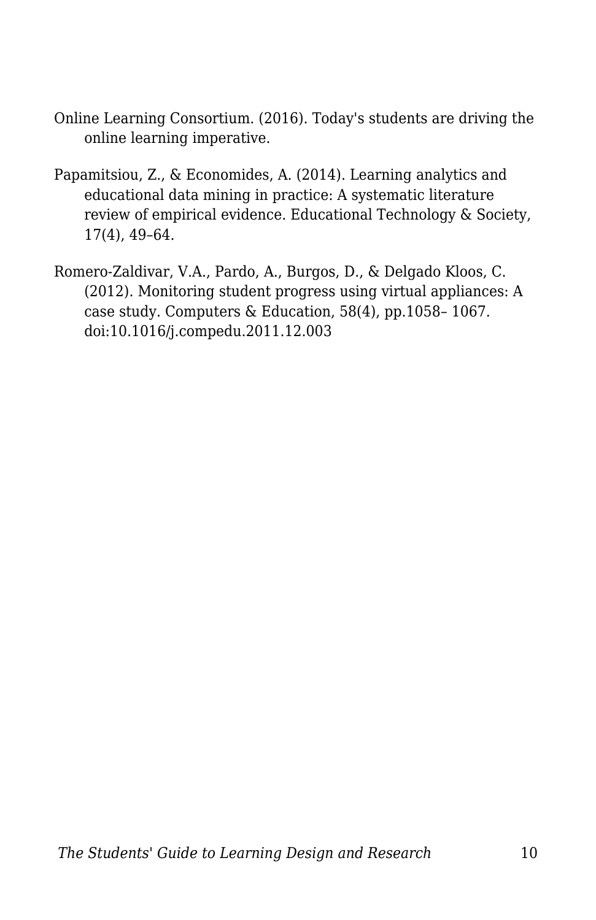Online Learning Consortium. (2016). Today's students are driving the online learning imperative.

Papamitsiou, Z., & Economides, A. (2014). Learning analytics and educational data mining in practice: A systematic literature review of empirical evidence. Educational Technology & Society, 17(4), 49–64.

Romero-Zaldivar, V.A., Pardo, A., Burgos, D., & Delgado Kloos, C. (2012). Monitoring student progress using virtual appliances: A case study. Computers & Education, 58(4), pp.1058– 1067. doi:10.1016/j.compedu.2011.12.003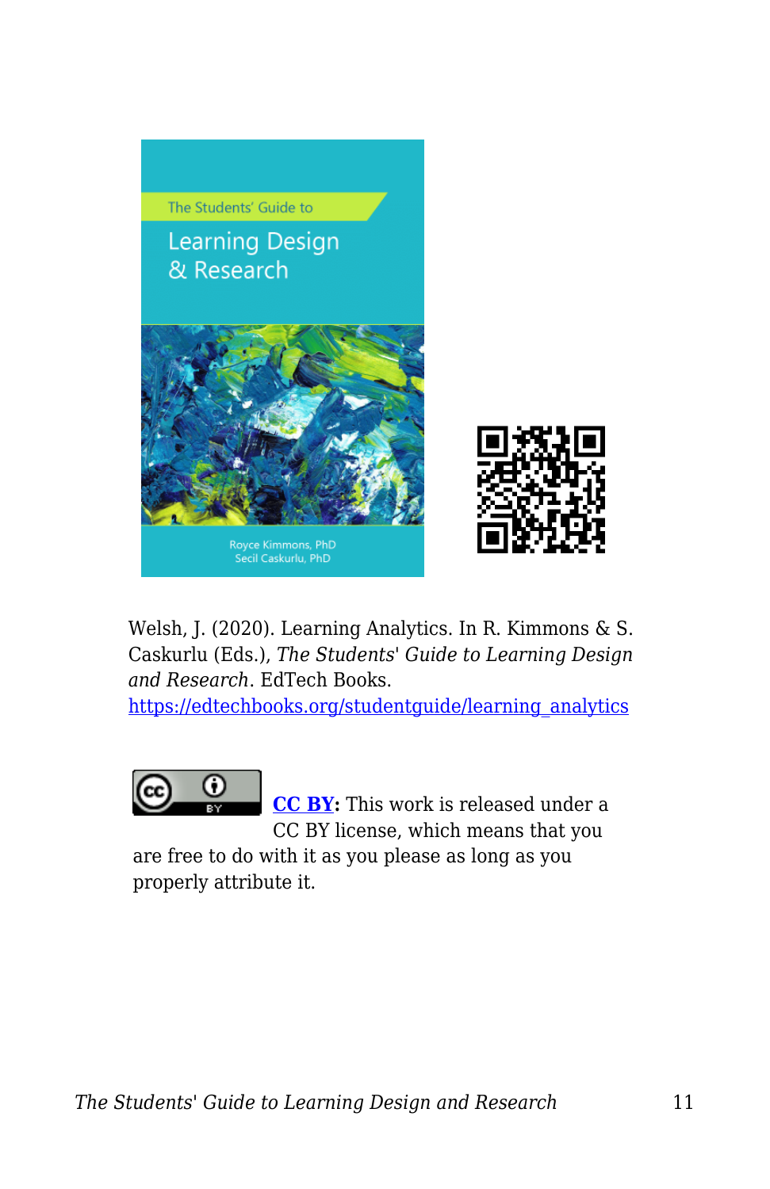Welsh, J. (2020). Learning Analytics. In R. Kimmons & S. Caskurlu (Eds.), *The Students' Guide to Learning Design and Research*. EdTech Books. https://edtechbooks.org/studentguide/learning_analytics

**CC BY:** This work is released under a CC BY license, which means that you are free to do with it as you please as long as you properly attribute it.